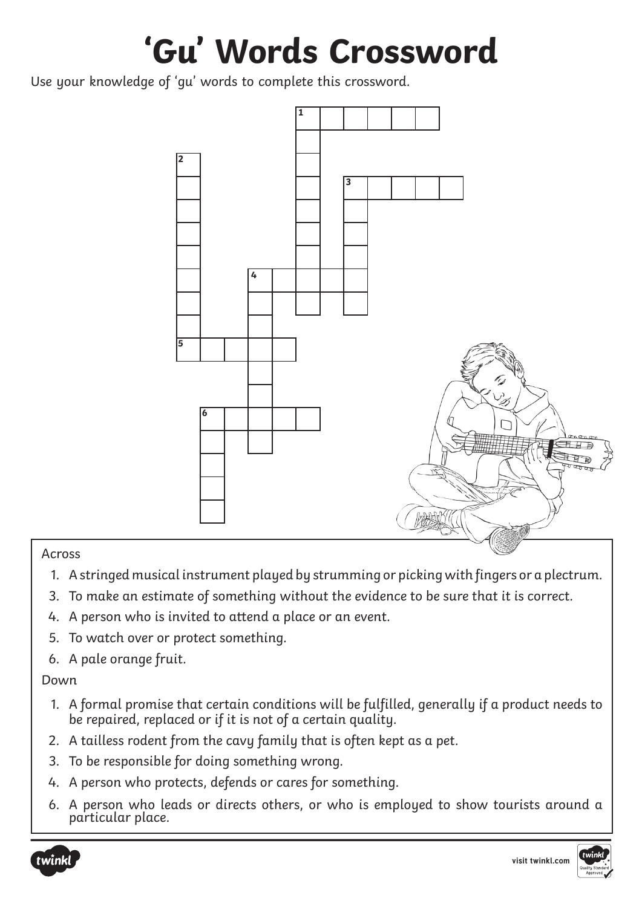# 'Gu' Words Crossword

Use your knowledge of 'gu' words to complete this crossword.

Across

1. A stringed musical instrument played by strumming or picking with fingers or a plectrum.
3. To make an estimate of something without the evidence to be sure that it is correct.
4. A person who is invited to attend a place or an event.
5. To watch over or protect something.
6. A pale orange fruit.

Down

1. A formal promise that certain conditions will be fulfilled, generally if a product needs to be repaired, replaced or if it is not of a certain quality.
2. A tailless rodent from the cavy family that is often kept as a pet.
3. To be responsible for doing something wrong.
4. A person who protects, defends or cares for something.
6. A person who leads or directs others, or who is employed to show tourists around a particular place.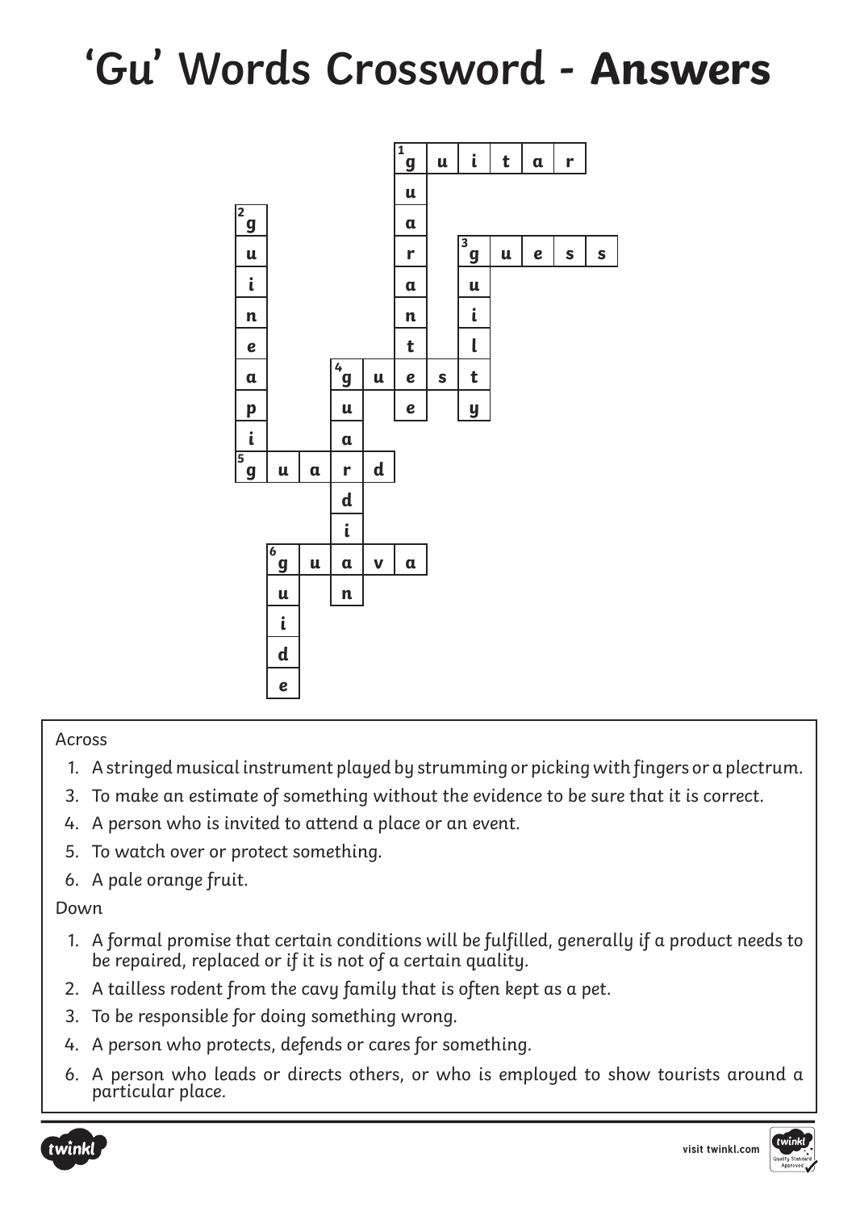# 'Gu' Words Crossword - **Answers**

| | | | | | | | | | | | |
|---|---|---|---|---|---|---|---|---|---|---|---|
| | | | | | 1 g | u | i | t | a | r | |
| | | | | | u | | | | | | |
| 2 g | | | | | a | | | | | | |
| u | | | | | r | | 3 g | u | e | s | s |
| i | | | | | a | | u | | | | |
| n | | | | | n | | i | | | | |
| e | | | | | t | | l | | | | |
| a | | | 4 g | u | e | s | t | | | | |
| p | | | u | | e | | y | | | | |
| i | | | a | | | | | | | | |
| 5 g | u | a | r | d | | | | | | | |
| | | | d | | | | | | | | |
| | | | i | | | | | | | | |
| | 6 g | u | a | v | a | | | | | | |
| | u | | n | | | | | | | | |
| | i | | | | | | | | | | |
| | d | | | | | | | | | | |
| | e | | | | | | | | | | |

Across

1. A stringed musical instrument played by strumming or picking with fingers or a plectrum.
3. To make an estimate of something without the evidence to be sure that it is correct.
4. A person who is invited to attend a place or an event.
5. To watch over or protect something.
6. A pale orange fruit.

Down

1. A formal promise that certain conditions will be fulfilled, generally if a product needs to be repaired, replaced or if it is not of a certain quality.
2. A tailless rodent from the cavy family that is often kept as a pet.
3. To be responsible for doing something wrong.
4. A person who protects, defends or cares for something.
6. A person who leads or directs others, or who is employed to show tourists around a particular place.